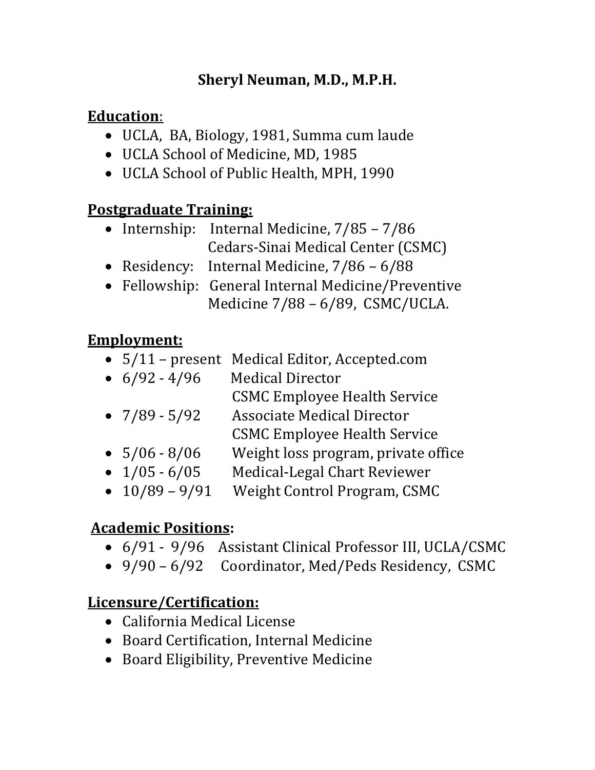# Sheryl Neuman, M.D., M.P.H.

## Education:

- UCLA, BA, Biology, 1981, Summa cum laude
- UCLA School of Medicine, MD, 1985
- UCLA School of Public Health, MPH, 1990

## Postgraduate Training:

- Internship: Internal Medicine, 7/85 – 7/86
  Cedars-Sinai Medical Center (CSMC)
- Residency: Internal Medicine, 7/86 – 6/88
- Fellowship: General Internal Medicine/Preventive Medicine 7/88 – 6/89, CSMC/UCLA.

## Employment:

- 5/11 – present Medical Editor, Accepted.com
- 6/92 - 4/96 Medical Director
  CSMC Employee Health Service
- 7/89 - 5/92 Associate Medical Director
  CSMC Employee Health Service
- 5/06 - 8/06 Weight loss program, private office
- 1/05 - 6/05 Medical-Legal Chart Reviewer
- 10/89 – 9/91 Weight Control Program, CSMC

## Academic Positions:

- 6/91 - 9/96 Assistant Clinical Professor III, UCLA/CSMC
- 9/90 – 6/92 Coordinator, Med/Peds Residency, CSMC

## Licensure/Certification:

- California Medical License
- Board Certification, Internal Medicine
- Board Eligibility, Preventive Medicine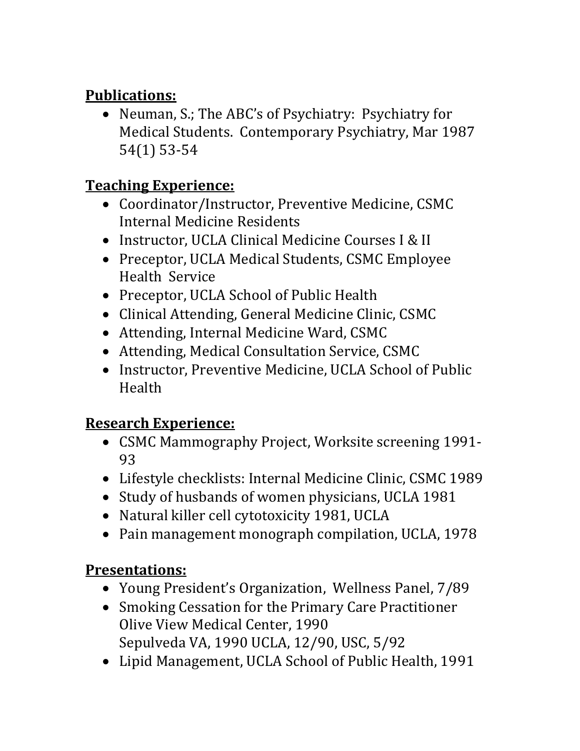**Publications:**

- Neuman, S.; The ABC's of Psychiatry: Psychiatry for Medical Students. Contemporary Psychiatry, Mar 1987 54(1) 53-54

**Teaching Experience:**

- Coordinator/Instructor, Preventive Medicine, CSMC Internal Medicine Residents
- Instructor, UCLA Clinical Medicine Courses I & II
- Preceptor, UCLA Medical Students, CSMC Employee Health Service
- Preceptor, UCLA School of Public Health
- Clinical Attending, General Medicine Clinic, CSMC
- Attending, Internal Medicine Ward, CSMC
- Attending, Medical Consultation Service, CSMC
- Instructor, Preventive Medicine, UCLA School of Public Health

**Research Experience:**

- CSMC Mammography Project, Worksite screening 1991-93
- Lifestyle checklists: Internal Medicine Clinic, CSMC 1989
- Study of husbands of women physicians, UCLA 1981
- Natural killer cell cytotoxicity 1981, UCLA
- Pain management monograph compilation, UCLA, 1978

**Presentations:**

- Young President's Organization, Wellness Panel, 7/89
- Smoking Cessation for the Primary Care Practitioner  
  Olive View Medical Center, 1990  
  Sepulveda VA, 1990 UCLA, 12/90, USC, 5/92
- Lipid Management, UCLA School of Public Health, 1991